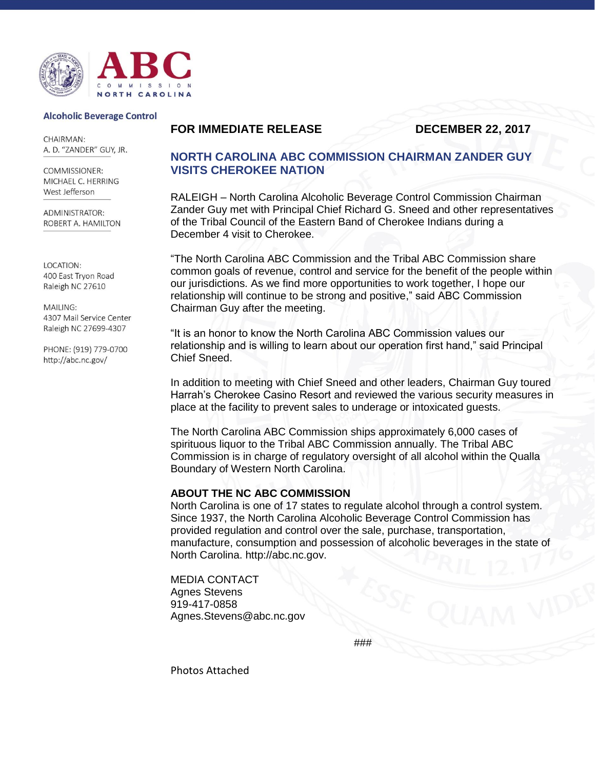**ABC**
COMMISSION
NORTH CAROLINA

**Alcoholic Beverage Control**

CHAIRMAN:
A. D. "ZANDER" GUY, JR.

COMMISSIONER:
MICHAEL C. HERRING
West Jefferson

ADMINISTRATOR:
ROBERT A. HAMILTON

LOCATION:
400 East Tryon Road
Raleigh NC 27610

MAILING:
4307 Mail Service Center
Raleigh NC 27699-4307

PHONE: (919) 779-0700
http://abc.nc.gov/

**FOR IMMEDIATE RELEASE** **DECEMBER 22, 2017**

## NORTH CAROLINA ABC COMMISSION CHAIRMAN ZANDER GUY VISITS CHEROKEE NATION

RALEIGH – North Carolina Alcoholic Beverage Control Commission Chairman Zander Guy met with Principal Chief Richard G. Sneed and other representatives of the Tribal Council of the Eastern Band of Cherokee Indians during a December 4 visit to Cherokee.

"The North Carolina ABC Commission and the Tribal ABC Commission share common goals of revenue, control and service for the benefit of the people within our jurisdictions. As we find more opportunities to work together, I hope our relationship will continue to be strong and positive," said ABC Commission Chairman Guy after the meeting.

"It is an honor to know the North Carolina ABC Commission values our relationship and is willing to learn about our operation first hand," said Principal Chief Sneed.

In addition to meeting with Chief Sneed and other leaders, Chairman Guy toured Harrah's Cherokee Casino Resort and reviewed the various security measures in place at the facility to prevent sales to underage or intoxicated guests.

The North Carolina ABC Commission ships approximately 6,000 cases of spirituous liquor to the Tribal ABC Commission annually. The Tribal ABC Commission is in charge of regulatory oversight of all alcohol within the Qualla Boundary of Western North Carolina.

**ABOUT THE NC ABC COMMISSION**

North Carolina is one of 17 states to regulate alcohol through a control system. Since 1937, the North Carolina Alcoholic Beverage Control Commission has provided regulation and control over the sale, purchase, transportation, manufacture, consumption and possession of alcoholic beverages in the state of North Carolina. http://abc.nc.gov.

MEDIA CONTACT
Agnes Stevens
919-417-0858
Agnes.Stevens@abc.nc.gov

###

Photos Attached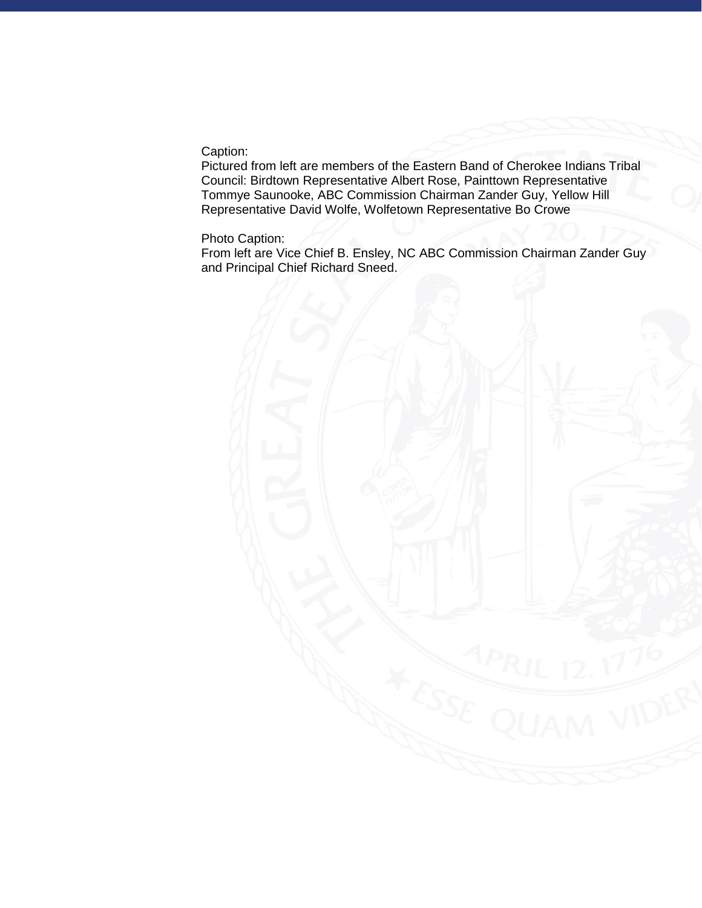Caption:
Pictured from left are members of the Eastern Band of Cherokee Indians Tribal Council: Birdtown Representative Albert Rose, Painttown Representative Tommye Saunooke, ABC Commission Chairman Zander Guy, Yellow Hill Representative David Wolfe, Wolfetown Representative Bo Crowe

Photo Caption:
From left are Vice Chief B. Ensley, NC ABC Commission Chairman Zander Guy and Principal Chief Richard Sneed.